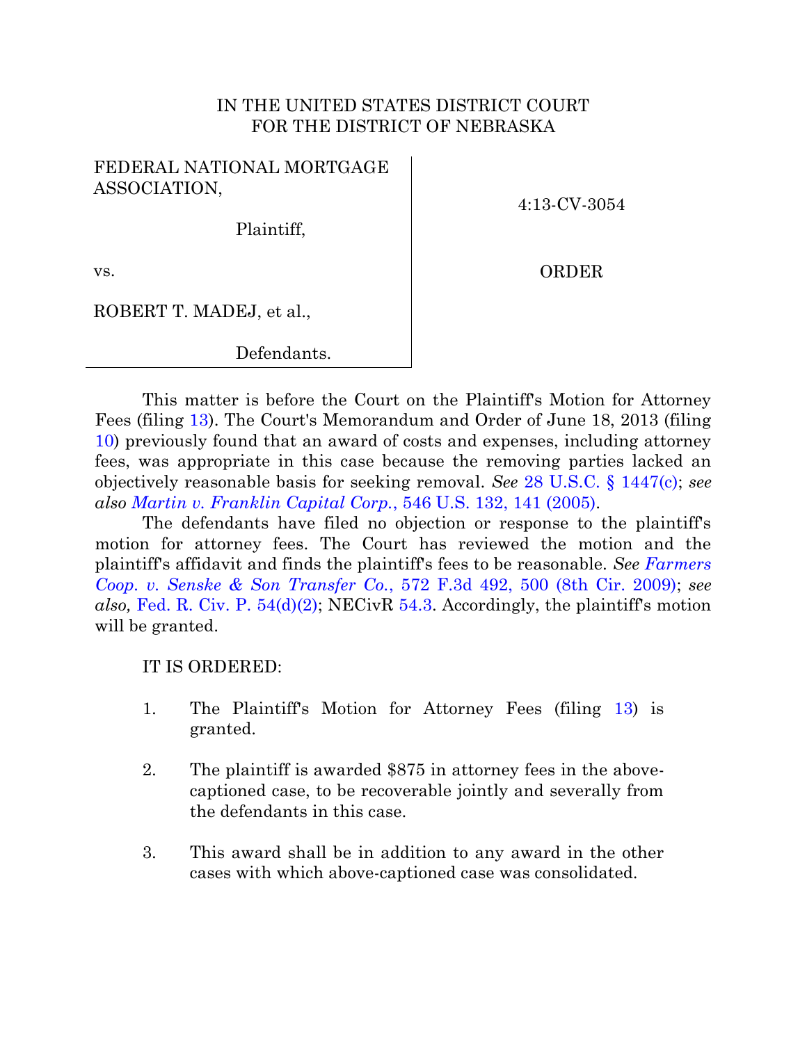IN THE UNITED STATES DISTRICT COURT
FOR THE DISTRICT OF NEBRASKA

FEDERAL NATIONAL MORTGAGE ASSOCIATION,

Plaintiff,

vs.

ROBERT T. MADEJ, et al.,

Defendants.

4:13-CV-3054

ORDER

This matter is before the Court on the Plaintiff's Motion for Attorney Fees (filing 13). The Court's Memorandum and Order of June 18, 2013 (filing 10) previously found that an award of costs and expenses, including attorney fees, was appropriate in this case because the removing parties lacked an objectively reasonable basis for seeking removal. *See* 28 U.S.C. § 1447(c); *see also Martin v. Franklin Capital Corp.*, 546 U.S. 132, 141 (2005).

The defendants have filed no objection or response to the plaintiff's motion for attorney fees. The Court has reviewed the motion and the plaintiff's affidavit and finds the plaintiff's fees to be reasonable. *See Farmers Coop. v. Senske & Son Transfer Co.*, 572 F.3d 492, 500 (8th Cir. 2009); *see also,* Fed. R. Civ. P. 54(d)(2); NECivR 54.3. Accordingly, the plaintiff's motion will be granted.

IT IS ORDERED:

1. The Plaintiff's Motion for Attorney Fees (filing 13) is granted.

2. The plaintiff is awarded $875 in attorney fees in the above-captioned case, to be recoverable jointly and severally from the defendants in this case.

3. This award shall be in addition to any award in the other cases with which above-captioned case was consolidated.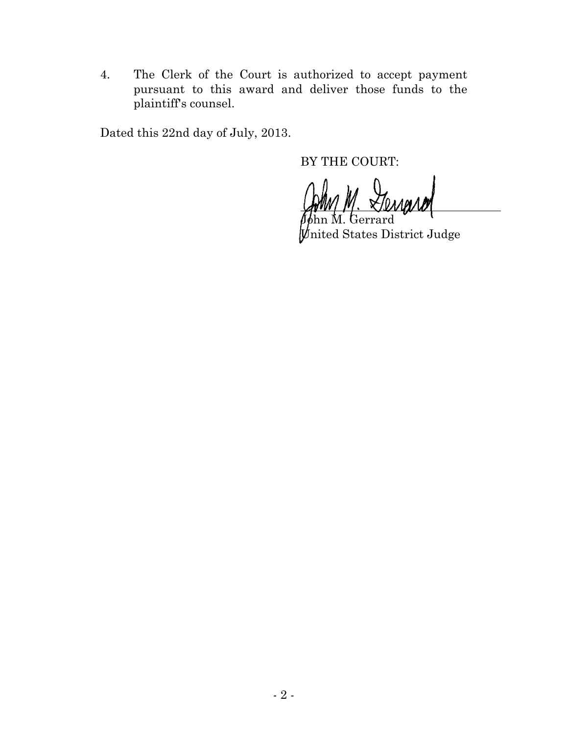4. The Clerk of the Court is authorized to accept payment pursuant to this award and deliver those funds to the plaintiff's counsel.

Dated this 22nd day of July, 2013.

BY THE COURT:

John M. Gerrard
United States District Judge